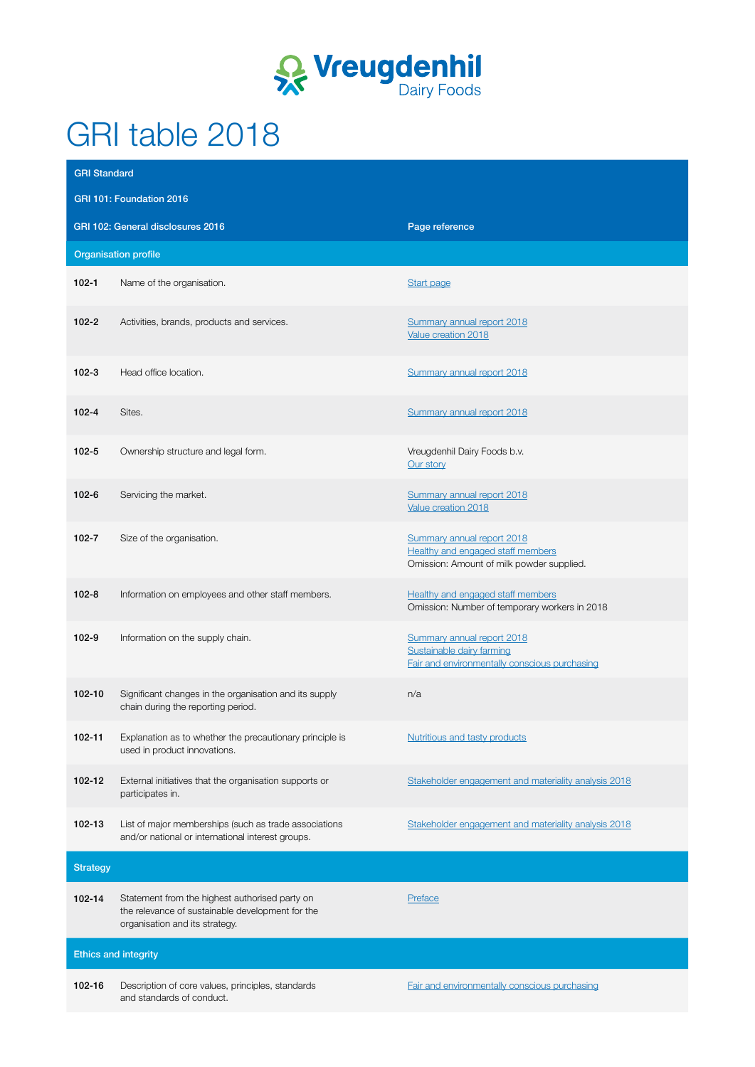Vreugdenhil Dairy Foods

# GRI table 2018

| GRI Standard<br>GRI 101: Foundation 2016<br>GRI 102: General disclosures 2016 | | Page reference |
|---|---|---|
| **Organisation profile** | | |
| **102-1** | Name of the organisation. | Start page |
| **102-2** | Activities, brands, products and services. | Summary annual report 2018<br>Value creation 2018 |
| **102-3** | Head office location. | Summary annual report 2018 |
| **102-4** | Sites. | Summary annual report 2018 |
| **102-5** | Ownership structure and legal form. | Vreugdenhil Dairy Foods b.v.<br>Our story |
| **102-6** | Servicing the market. | Summary annual report 2018<br>Value creation 2018 |
| **102-7** | Size of the organisation. | Summary annual report 2018<br>Healthy and engaged staff members<br>Omission: Amount of milk powder supplied. |
| **102-8** | Information on employees and other staff members. | Healthy and engaged staff members<br>Omission: Number of temporary workers in 2018 |
| **102-9** | Information on the supply chain. | Summary annual report 2018<br>Sustainable dairy farming<br>Fair and environmentally conscious purchasing |
| **102-10** | Significant changes in the organisation and its supply chain during the reporting period. | n/a |
| **102-11** | Explanation as to whether the precautionary principle is used in product innovations. | Nutritious and tasty products |
| **102-12** | External initiatives that the organisation supports or participates in. | Stakeholder engagement and materiality analysis 2018 |
| **102-13** | List of major memberships (such as trade associations and/or national or international interest groups. | Stakeholder engagement and materiality analysis 2018 |
| **Strategy** | | |
| **102-14** | Statement from the highest authorised party on the relevance of sustainable development for the organisation and its strategy. | Preface |
| **Ethics and integrity** | | |
| **102-16** | Description of core values, principles, standards and standards of conduct. | Fair and environmentally conscious purchasing |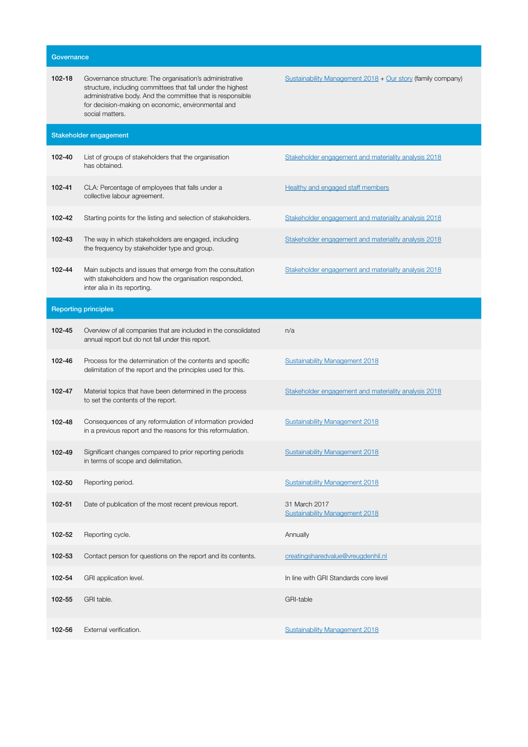| Governance | | |
|---|---|---|
| **102-18** | Governance structure: The organisation's administrative structure, including committees that fall under the highest administrative body. And the committee that is responsible for decision-making on economic, environmental and social matters. | Sustainability Management 2018 + Our story (family company) |
| **Stakeholder engagement** | | |
| **102-40** | List of groups of stakeholders that the organisation has obtained. | Stakeholder engagement and materiality analysis 2018 |
| **102-41** | CLA: Percentage of employees that falls under a collective labour agreement. | Healthy and engaged staff members |
| **102-42** | Starting points for the listing and selection of stakeholders. | Stakeholder engagement and materiality analysis 2018 |
| **102-43** | The way in which stakeholders are engaged, including the frequency by stakeholder type and group. | Stakeholder engagement and materiality analysis 2018 |
| **102-44** | Main subjects and issues that emerge from the consultation with stakeholders and how the organisation responded, inter alia in its reporting. | Stakeholder engagement and materiality analysis 2018 |
| **Reporting principles** | | |
| **102-45** | Overview of all companies that are included in the consolidated annual report but do not fall under this report. | n/a |
| **102-46** | Process for the determination of the contents and specific delimitation of the report and the principles used for this. | Sustainability Management 2018 |
| **102-47** | Material topics that have been determined in the process to set the contents of the report. | Stakeholder engagement and materiality analysis 2018 |
| **102-48** | Consequences of any reformulation of information provided in a previous report and the reasons for this reformulation. | Sustainability Management 2018 |
| **102-49** | Significant changes compared to prior reporting periods in terms of scope and delimitation. | Sustainability Management 2018 |
| **102-50** | Reporting period. | Sustainability Management 2018 |
| **102-51** | Date of publication of the most recent previous report. | 31 March 2017<br>Sustainability Management 2018 |
| **102-52** | Reporting cycle. | Annually |
| **102-53** | Contact person for questions on the report and its contents. | creatingsharedvalue@vreugdenhil.nl |
| **102-54** | GRI application level. | In line with GRI Standards core level |
| **102-55** | GRI table. | GRI-table |
| **102-56** | External verification. | Sustainability Management 2018 |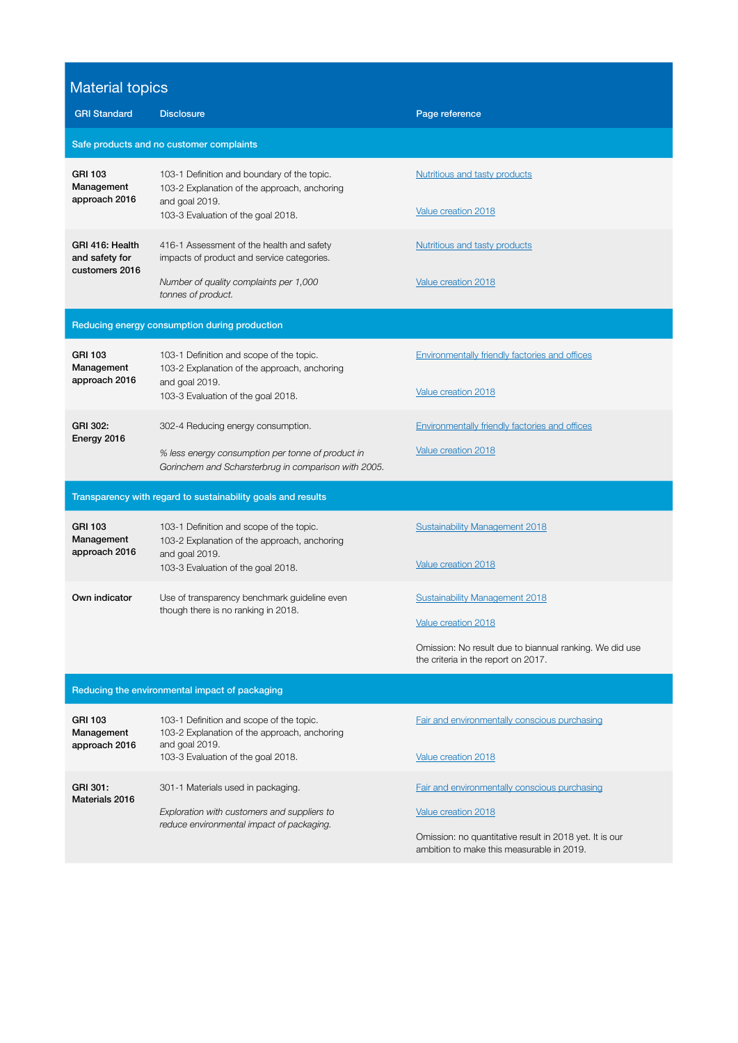## Material topics

| GRI Standard | Disclosure | Page reference |
|---|---|---|
| **Safe products and no customer complaints** | | |
| **GRI 103 Management approach 2016** | 103-1 Definition and boundary of the topic.<br>103-2 Explanation of the approach, anchoring and goal 2019.<br>103-3 Evaluation of the goal 2018. | Nutritious and tasty products<br><br>Value creation 2018 |
| **GRI 416: Health and safety for customers 2016** | 416-1 Assessment of the health and safety impacts of product and service categories.<br><br>*Number of quality complaints per 1,000 tonnes of product.* | Nutritious and tasty products<br><br>Value creation 2018 |
| **Reducing energy consumption during production** | | |
| **GRI 103 Management approach 2016** | 103-1 Definition and scope of the topic.<br>103-2 Explanation of the approach, anchoring and goal 2019.<br>103-3 Evaluation of the goal 2018. | Environmentally friendly factories and offices<br><br>Value creation 2018 |
| **GRI 302: Energy 2016** | 302-4 Reducing energy consumption.<br><br>*% less energy consumption per tonne of product in Gorinchem and Scharsterbrug in comparison with 2005.* | Environmentally friendly factories and offices<br><br>Value creation 2018 |
| **Transparency with regard to sustainability goals and results** | | |
| **GRI 103 Management approach 2016** | 103-1 Definition and scope of the topic.<br>103-2 Explanation of the approach, anchoring and goal 2019.<br>103-3 Evaluation of the goal 2018. | Sustainability Management 2018<br><br>Value creation 2018 |
| **Own indicator** | Use of transparency benchmark guideline even though there is no ranking in 2018. | Sustainability Management 2018<br><br>Value creation 2018<br><br>Omission: No result due to biannual ranking. We did use the criteria in the report on 2017. |
| **Reducing the environmental impact of packaging** | | |
| **GRI 103 Management approach 2016** | 103-1 Definition and scope of the topic.<br>103-2 Explanation of the approach, anchoring and goal 2019.<br>103-3 Evaluation of the goal 2018. | Fair and environmentally conscious purchasing<br><br>Value creation 2018 |
| **GRI 301: Materials 2016** | 301-1 Materials used in packaging.<br><br>*Exploration with customers and suppliers to reduce environmental impact of packaging.* | Fair and environmentally conscious purchasing<br><br>Value creation 2018<br><br>Omission: no quantitative result in 2018 yet. It is our ambition to make this measurable in 2019. |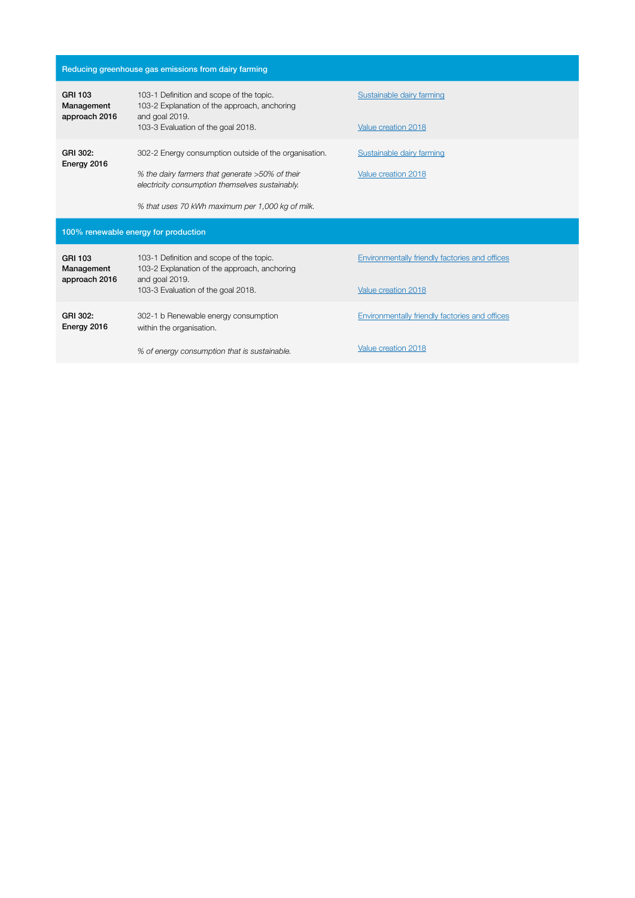| Reducing greenhouse gas emissions from dairy farming | | |
|---|---|---|
| **GRI 103 Management approach 2016** | 103-1 Definition and scope of the topic.<br>103-2 Explanation of the approach, anchoring and goal 2019.<br>103-3 Evaluation of the goal 2018. | Sustainable dairy farming<br><br>Value creation 2018 |
| **GRI 302: Energy 2016** | 302-2 Energy consumption outside of the organisation.<br><br>*% the dairy farmers that generate >50% of their electricity consumption themselves sustainably.*<br><br>*% that uses 70 kWh maximum per 1,000 kg of milk.* | Sustainable dairy farming<br><br>Value creation 2018 |
| **100% renewable energy for production** | | |
| **GRI 103 Management approach 2016** | 103-1 Definition and scope of the topic.<br>103-2 Explanation of the approach, anchoring and goal 2019.<br>103-3 Evaluation of the goal 2018. | Environmentally friendly factories and offices<br><br>Value creation 2018 |
| **GRI 302: Energy 2016** | 302-1 b Renewable energy consumption within the organisation.<br><br>*% of energy consumption that is sustainable.* | Environmentally friendly factories and offices<br><br>Value creation 2018 |